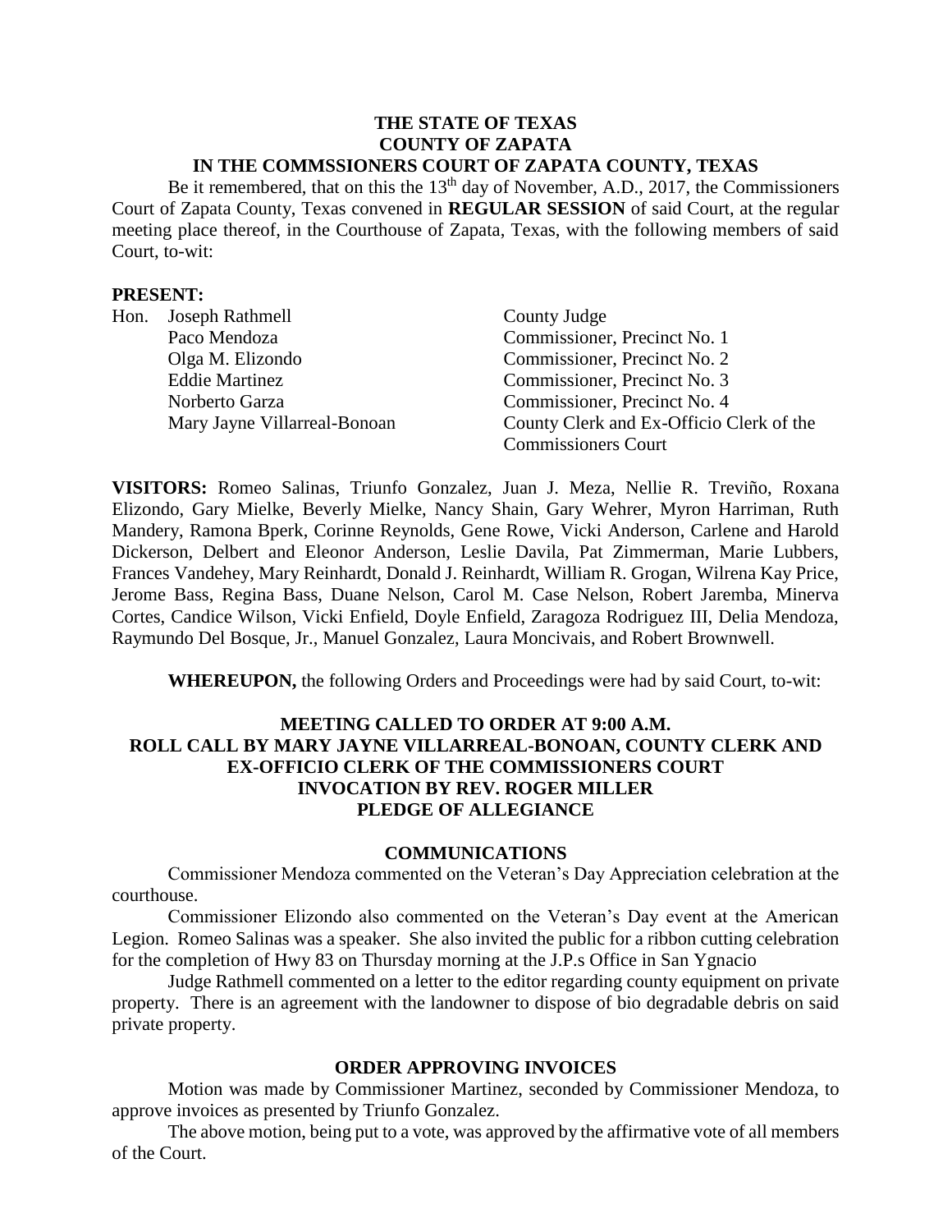**THE STATE OF TEXAS**
**COUNTY OF ZAPATA**
**IN THE COMMSSIONERS COURT OF ZAPATA COUNTY, TEXAS**

Be it remembered, that on this the 13th day of November, A.D., 2017, the Commissioners Court of Zapata County, Texas convened in **REGULAR SESSION** of said Court, at the regular meeting place thereof, in the Courthouse of Zapata, Texas, with the following members of said Court, to-wit:

**PRESENT:**

| | | |
|---|---|---|
| Hon. | Joseph Rathmell | County Judge |
| | Paco Mendoza | Commissioner, Precinct No. 1 |
| | Olga M. Elizondo | Commissioner, Precinct No. 2 |
| | Eddie Martinez | Commissioner, Precinct No. 3 |
| | Norberto Garza | Commissioner, Precinct No. 4 |
| | Mary Jayne Villarreal-Bonoan | County Clerk and Ex-Officio Clerk of the Commissioners Court |

**VISITORS:** Romeo Salinas, Triunfo Gonzalez, Juan J. Meza, Nellie R. Treviño, Roxana Elizondo, Gary Mielke, Beverly Mielke, Nancy Shain, Gary Wehrer, Myron Harriman, Ruth Mandery, Ramona Bperk, Corinne Reynolds, Gene Rowe, Vicki Anderson, Carlene and Harold Dickerson, Delbert and Eleonor Anderson, Leslie Davila, Pat Zimmerman, Marie Lubbers, Frances Vandehey, Mary Reinhardt, Donald J. Reinhardt, William R. Grogan, Wilrena Kay Price, Jerome Bass, Regina Bass, Duane Nelson, Carol M. Case Nelson, Robert Jaremba, Minerva Cortes, Candice Wilson, Vicki Enfield, Doyle Enfield, Zaragoza Rodriguez III, Delia Mendoza, Raymundo Del Bosque, Jr., Manuel Gonzalez, Laura Moncivais, and Robert Brownwell.

**WHEREUPON,** the following Orders and Proceedings were had by said Court, to-wit:

**MEETING CALLED TO ORDER AT 9:00 A.M.**
**ROLL CALL BY MARY JAYNE VILLARREAL-BONOAN, COUNTY CLERK AND EX-OFFICIO CLERK OF THE COMMISSIONERS COURT**
**INVOCATION BY REV. ROGER MILLER**
**PLEDGE OF ALLEGIANCE**

**COMMUNICATIONS**

Commissioner Mendoza commented on the Veteran's Day Appreciation celebration at the courthouse.

Commissioner Elizondo also commented on the Veteran's Day event at the American Legion. Romeo Salinas was a speaker. She also invited the public for a ribbon cutting celebration for the completion of Hwy 83 on Thursday morning at the J.P.s Office in San Ygnacio

Judge Rathmell commented on a letter to the editor regarding county equipment on private property. There is an agreement with the landowner to dispose of bio degradable debris on said private property.

**ORDER APPROVING INVOICES**

Motion was made by Commissioner Martinez, seconded by Commissioner Mendoza, to approve invoices as presented by Triunfo Gonzalez.

The above motion, being put to a vote, was approved by the affirmative vote of all members of the Court.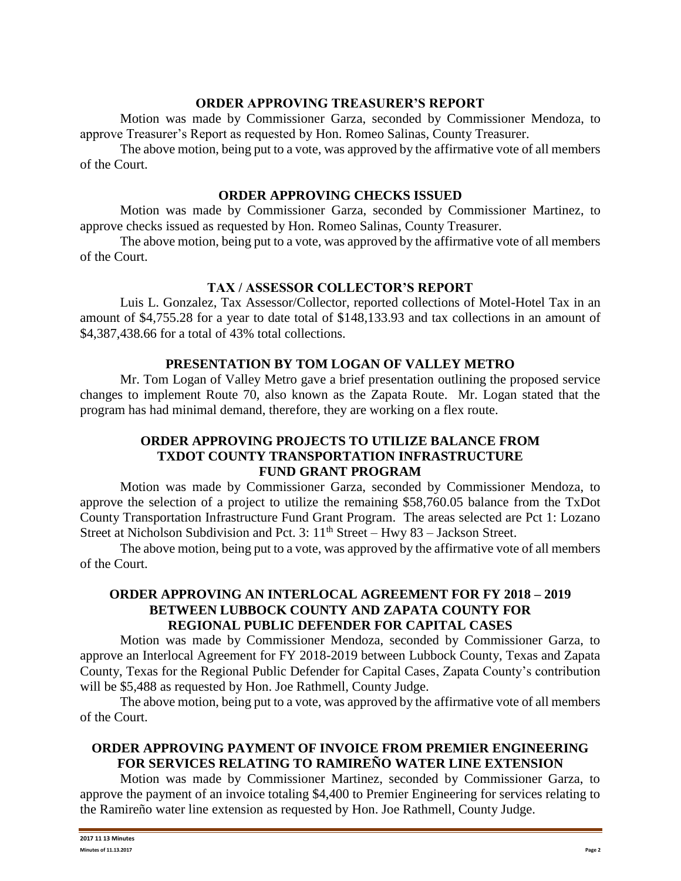### ORDER APPROVING TREASURER'S REPORT

Motion was made by Commissioner Garza, seconded by Commissioner Mendoza, to approve Treasurer's Report as requested by Hon. Romeo Salinas, County Treasurer.

The above motion, being put to a vote, was approved by the affirmative vote of all members of the Court.

### ORDER APPROVING CHECKS ISSUED

Motion was made by Commissioner Garza, seconded by Commissioner Martinez, to approve checks issued as requested by Hon. Romeo Salinas, County Treasurer.

The above motion, being put to a vote, was approved by the affirmative vote of all members of the Court.

### TAX / ASSESSOR COLLECTOR'S REPORT

Luis L. Gonzalez, Tax Assessor/Collector, reported collections of Motel-Hotel Tax in an amount of $4,755.28 for a year to date total of $148,133.93 and tax collections in an amount of $4,387,438.66 for a total of 43% total collections.

### PRESENTATION BY TOM LOGAN OF VALLEY METRO

Mr. Tom Logan of Valley Metro gave a brief presentation outlining the proposed service changes to implement Route 70, also known as the Zapata Route. Mr. Logan stated that the program has had minimal demand, therefore, they are working on a flex route.

### ORDER APPROVING PROJECTS TO UTILIZE BALANCE FROM TXDOT COUNTY TRANSPORTATION INFRASTRUCTURE FUND GRANT PROGRAM

Motion was made by Commissioner Garza, seconded by Commissioner Mendoza, to approve the selection of a project to utilize the remaining $58,760.05 balance from the TxDot County Transportation Infrastructure Fund Grant Program. The areas selected are Pct 1: Lozano Street at Nicholson Subdivision and Pct. 3: 11th Street – Hwy 83 – Jackson Street.

The above motion, being put to a vote, was approved by the affirmative vote of all members of the Court.

### ORDER APPROVING AN INTERLOCAL AGREEMENT FOR FY 2018 – 2019 BETWEEN LUBBOCK COUNTY AND ZAPATA COUNTY FOR REGIONAL PUBLIC DEFENDER FOR CAPITAL CASES

Motion was made by Commissioner Mendoza, seconded by Commissioner Garza, to approve an Interlocal Agreement for FY 2018-2019 between Lubbock County, Texas and Zapata County, Texas for the Regional Public Defender for Capital Cases, Zapata County's contribution will be $5,488 as requested by Hon. Joe Rathmell, County Judge.

The above motion, being put to a vote, was approved by the affirmative vote of all members of the Court.

### ORDER APPROVING PAYMENT OF INVOICE FROM PREMIER ENGINEERING FOR SERVICES RELATING TO RAMIREÑO WATER LINE EXTENSION

Motion was made by Commissioner Martinez, seconded by Commissioner Garza, to approve the payment of an invoice totaling $4,400 to Premier Engineering for services relating to the Ramireño water line extension as requested by Hon. Joe Rathmell, County Judge.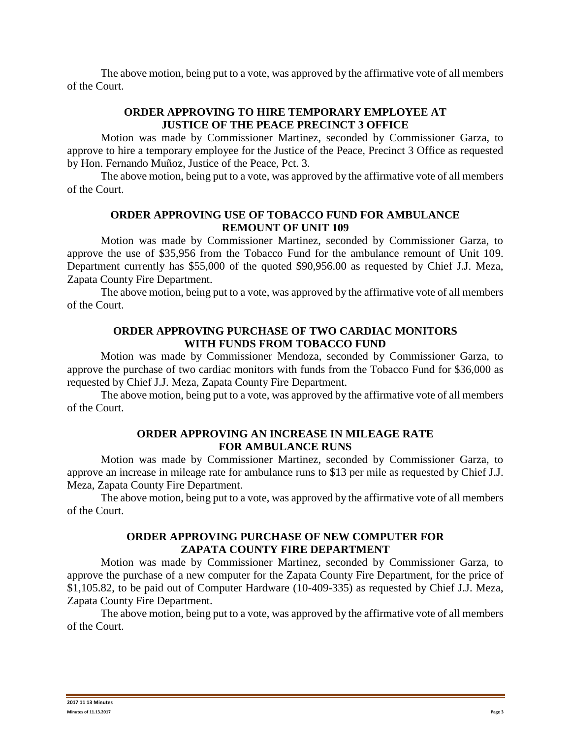The above motion, being put to a vote, was approved by the affirmative vote of all members of the Court.

**ORDER APPROVING TO HIRE TEMPORARY EMPLOYEE AT JUSTICE OF THE PEACE PRECINCT 3 OFFICE**

Motion was made by Commissioner Martinez, seconded by Commissioner Garza, to approve to hire a temporary employee for the Justice of the Peace, Precinct 3 Office as requested by Hon. Fernando Muñoz, Justice of the Peace, Pct. 3.

The above motion, being put to a vote, was approved by the affirmative vote of all members of the Court.

**ORDER APPROVING USE OF TOBACCO FUND FOR AMBULANCE REMOUNT OF UNIT 109**

Motion was made by Commissioner Martinez, seconded by Commissioner Garza, to approve the use of $35,956 from the Tobacco Fund for the ambulance remount of Unit 109. Department currently has $55,000 of the quoted $90,956.00 as requested by Chief J.J. Meza, Zapata County Fire Department.

The above motion, being put to a vote, was approved by the affirmative vote of all members of the Court.

**ORDER APPROVING PURCHASE OF TWO CARDIAC MONITORS WITH FUNDS FROM TOBACCO FUND**

Motion was made by Commissioner Mendoza, seconded by Commissioner Garza, to approve the purchase of two cardiac monitors with funds from the Tobacco Fund for $36,000 as requested by Chief J.J. Meza, Zapata County Fire Department.

The above motion, being put to a vote, was approved by the affirmative vote of all members of the Court.

**ORDER APPROVING AN INCREASE IN MILEAGE RATE FOR AMBULANCE RUNS**

Motion was made by Commissioner Martinez, seconded by Commissioner Garza, to approve an increase in mileage rate for ambulance runs to $13 per mile as requested by Chief J.J. Meza, Zapata County Fire Department.

The above motion, being put to a vote, was approved by the affirmative vote of all members of the Court.

**ORDER APPROVING PURCHASE OF NEW COMPUTER FOR ZAPATA COUNTY FIRE DEPARTMENT**

Motion was made by Commissioner Martinez, seconded by Commissioner Garza, to approve the purchase of a new computer for the Zapata County Fire Department, for the price of $1,105.82, to be paid out of Computer Hardware (10-409-335) as requested by Chief J.J. Meza, Zapata County Fire Department.

The above motion, being put to a vote, was approved by the affirmative vote of all members of the Court.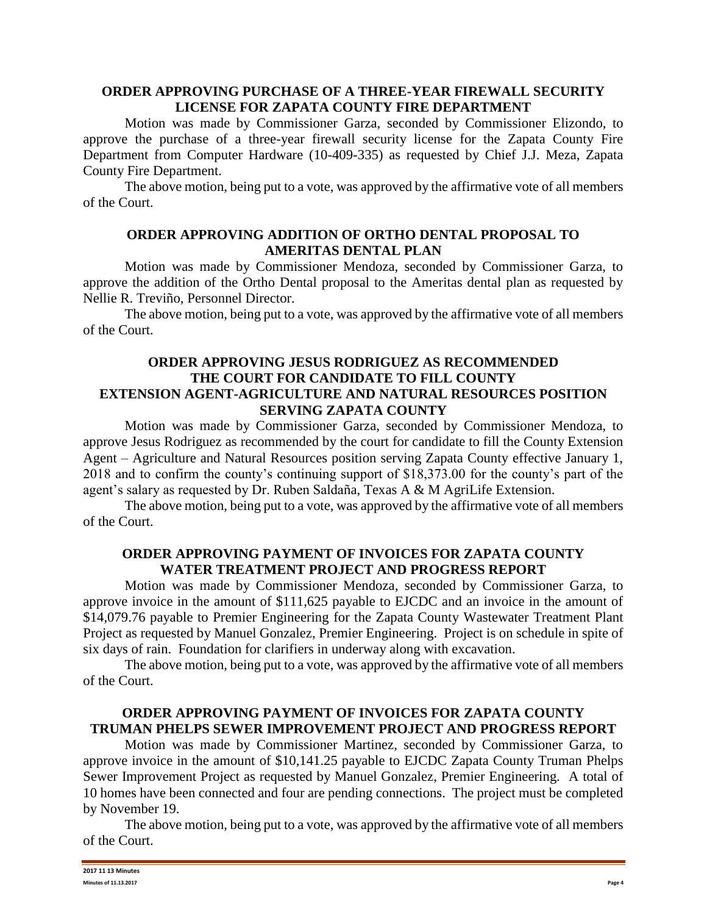## ORDER APPROVING PURCHASE OF A THREE-YEAR FIREWALL SECURITY LICENSE FOR ZAPATA COUNTY FIRE DEPARTMENT

Motion was made by Commissioner Garza, seconded by Commissioner Elizondo, to approve the purchase of a three-year firewall security license for the Zapata County Fire Department from Computer Hardware (10-409-335) as requested by Chief J.J. Meza, Zapata County Fire Department.

The above motion, being put to a vote, was approved by the affirmative vote of all members of the Court.

## ORDER APPROVING ADDITION OF ORTHO DENTAL PROPOSAL TO AMERITAS DENTAL PLAN

Motion was made by Commissioner Mendoza, seconded by Commissioner Garza, to approve the addition of the Ortho Dental proposal to the Ameritas dental plan as requested by Nellie R. Treviño, Personnel Director.

The above motion, being put to a vote, was approved by the affirmative vote of all members of the Court.

## ORDER APPROVING JESUS RODRIGUEZ AS RECOMMENDED THE COURT FOR CANDIDATE TO FILL COUNTY EXTENSION AGENT-AGRICULTURE AND NATURAL RESOURCES POSITION SERVING ZAPATA COUNTY

Motion was made by Commissioner Garza, seconded by Commissioner Mendoza, to approve Jesus Rodriguez as recommended by the court for candidate to fill the County Extension Agent – Agriculture and Natural Resources position serving Zapata County effective January 1, 2018 and to confirm the county's continuing support of $18,373.00 for the county's part of the agent's salary as requested by Dr. Ruben Saldaña, Texas A & M AgriLife Extension.

The above motion, being put to a vote, was approved by the affirmative vote of all members of the Court.

## ORDER APPROVING PAYMENT OF INVOICES FOR ZAPATA COUNTY WATER TREATMENT PROJECT AND PROGRESS REPORT

Motion was made by Commissioner Mendoza, seconded by Commissioner Garza, to approve invoice in the amount of $111,625 payable to EJCDC and an invoice in the amount of $14,079.76 payable to Premier Engineering for the Zapata County Wastewater Treatment Plant Project as requested by Manuel Gonzalez, Premier Engineering. Project is on schedule in spite of six days of rain. Foundation for clarifiers in underway along with excavation.

The above motion, being put to a vote, was approved by the affirmative vote of all members of the Court.

## ORDER APPROVING PAYMENT OF INVOICES FOR ZAPATA COUNTY TRUMAN PHELPS SEWER IMPROVEMENT PROJECT AND PROGRESS REPORT

Motion was made by Commissioner Martinez, seconded by Commissioner Garza, to approve invoice in the amount of $10,141.25 payable to EJCDC Zapata County Truman Phelps Sewer Improvement Project as requested by Manuel Gonzalez, Premier Engineering. A total of 10 homes have been connected and four are pending connections. The project must be completed by November 19.

The above motion, being put to a vote, was approved by the affirmative vote of all members of the Court.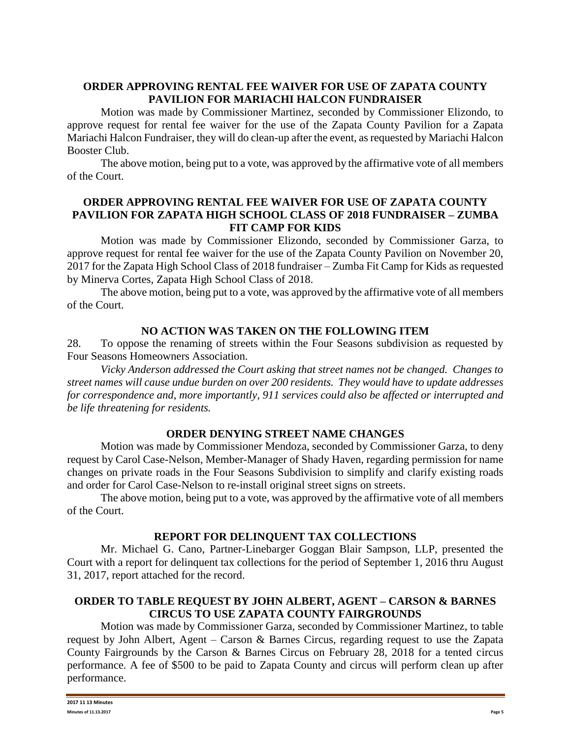### ORDER APPROVING RENTAL FEE WAIVER FOR USE OF ZAPATA COUNTY PAVILION FOR MARIACHI HALCON FUNDRAISER

Motion was made by Commissioner Martinez, seconded by Commissioner Elizondo, to approve request for rental fee waiver for the use of the Zapata County Pavilion for a Zapata Mariachi Halcon Fundraiser, they will do clean-up after the event, as requested by Mariachi Halcon Booster Club.

The above motion, being put to a vote, was approved by the affirmative vote of all members of the Court.

### ORDER APPROVING RENTAL FEE WAIVER FOR USE OF ZAPATA COUNTY PAVILION FOR ZAPATA HIGH SCHOOL CLASS OF 2018 FUNDRAISER – ZUMBA FIT CAMP FOR KIDS

Motion was made by Commissioner Elizondo, seconded by Commissioner Garza, to approve request for rental fee waiver for the use of the Zapata County Pavilion on November 20, 2017 for the Zapata High School Class of 2018 fundraiser – Zumba Fit Camp for Kids as requested by Minerva Cortes, Zapata High School Class of 2018.

The above motion, being put to a vote, was approved by the affirmative vote of all members of the Court.

### NO ACTION WAS TAKEN ON THE FOLLOWING ITEM

28. To oppose the renaming of streets within the Four Seasons subdivision as requested by Four Seasons Homeowners Association.

*Vicky Anderson addressed the Court asking that street names not be changed. Changes to street names will cause undue burden on over 200 residents. They would have to update addresses for correspondence and, more importantly, 911 services could also be affected or interrupted and be life threatening for residents.*

### ORDER DENYING STREET NAME CHANGES

Motion was made by Commissioner Mendoza, seconded by Commissioner Garza, to deny request by Carol Case-Nelson, Member-Manager of Shady Haven, regarding permission for name changes on private roads in the Four Seasons Subdivision to simplify and clarify existing roads and order for Carol Case-Nelson to re-install original street signs on streets.

The above motion, being put to a vote, was approved by the affirmative vote of all members of the Court.

### REPORT FOR DELINQUENT TAX COLLECTIONS

Mr. Michael G. Cano, Partner-Linebarger Goggan Blair Sampson, LLP, presented the Court with a report for delinquent tax collections for the period of September 1, 2016 thru August 31, 2017, report attached for the record.

### ORDER TO TABLE REQUEST BY JOHN ALBERT, AGENT – CARSON & BARNES CIRCUS TO USE ZAPATA COUNTY FAIRGROUNDS

Motion was made by Commissioner Garza, seconded by Commissioner Martinez, to table request by John Albert, Agent – Carson & Barnes Circus, regarding request to use the Zapata County Fairgrounds by the Carson & Barnes Circus on February 28, 2018 for a tented circus performance. A fee of $500 to be paid to Zapata County and circus will perform clean up after performance.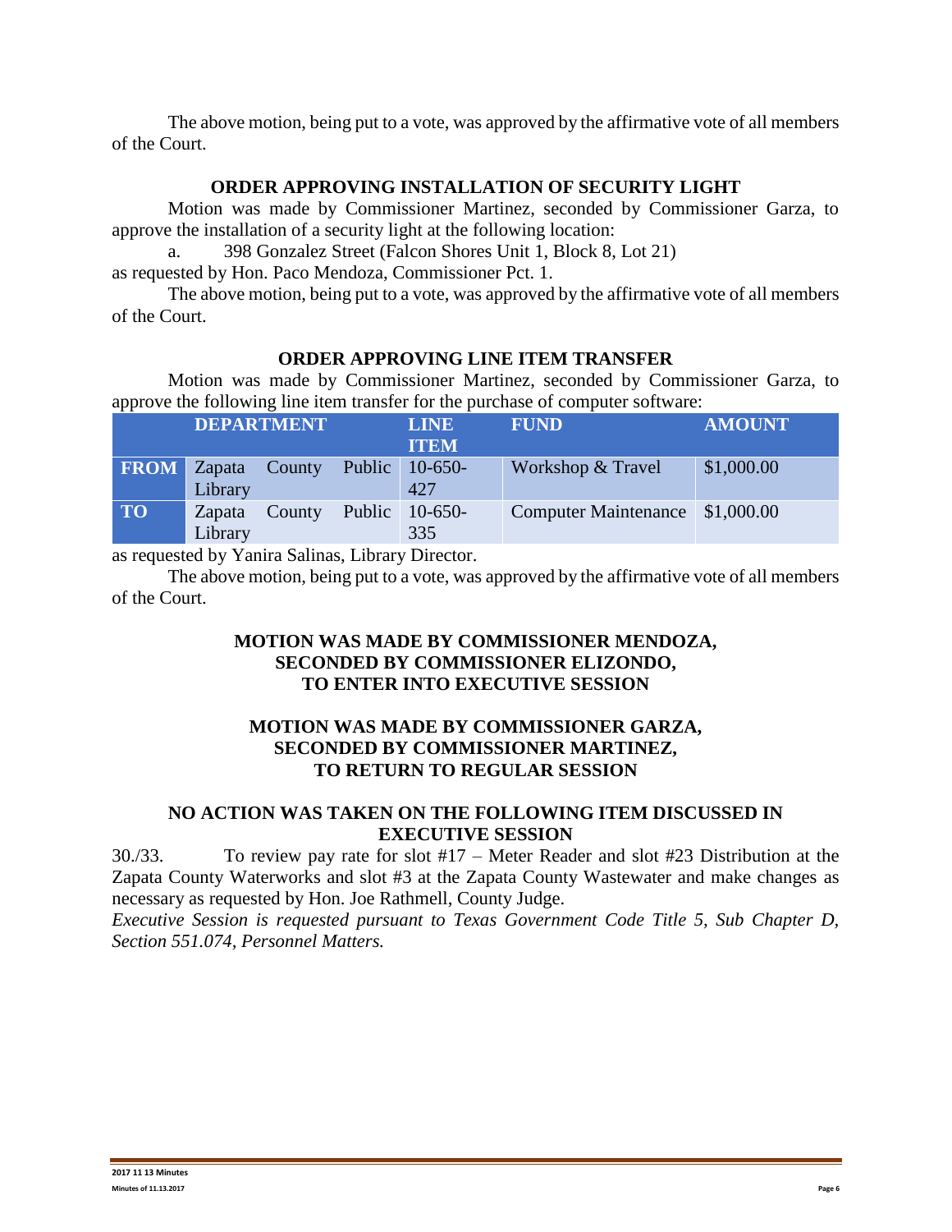The above motion, being put to a vote, was approved by the affirmative vote of all members of the Court.

**ORDER APPROVING INSTALLATION OF SECURITY LIGHT**

Motion was made by Commissioner Martinez, seconded by Commissioner Garza, to approve the installation of a security light at the following location:

a. 398 Gonzalez Street (Falcon Shores Unit 1, Block 8, Lot 21)

as requested by Hon. Paco Mendoza, Commissioner Pct. 1.

The above motion, being put to a vote, was approved by the affirmative vote of all members of the Court.

**ORDER APPROVING LINE ITEM TRANSFER**

Motion was made by Commissioner Martinez, seconded by Commissioner Garza, to approve the following line item transfer for the purchase of computer software:

| | DEPARTMENT | LINE ITEM | FUND | AMOUNT |
|---|---|---|---|---|
| **FROM** | Zapata County Public Library | 10-650-427 | Workshop & Travel | $1,000.00 |
| **TO** | Zapata County Public Library | 10-650-335 | Computer Maintenance | $1,000.00 |

as requested by Yanira Salinas, Library Director.

The above motion, being put to a vote, was approved by the affirmative vote of all members of the Court.

**MOTION WAS MADE BY COMMISSIONER MENDOZA, SECONDED BY COMMISSIONER ELIZONDO, TO ENTER INTO EXECUTIVE SESSION**

**MOTION WAS MADE BY COMMISSIONER GARZA, SECONDED BY COMMISSIONER MARTINEZ, TO RETURN TO REGULAR SESSION**

**NO ACTION WAS TAKEN ON THE FOLLOWING ITEM DISCUSSED IN EXECUTIVE SESSION**

30./33. To review pay rate for slot #17 – Meter Reader and slot #23 Distribution at the Zapata County Waterworks and slot #3 at the Zapata County Wastewater and make changes as necessary as requested by Hon. Joe Rathmell, County Judge.

*Executive Session is requested pursuant to Texas Government Code Title 5, Sub Chapter D, Section 551.074, Personnel Matters.*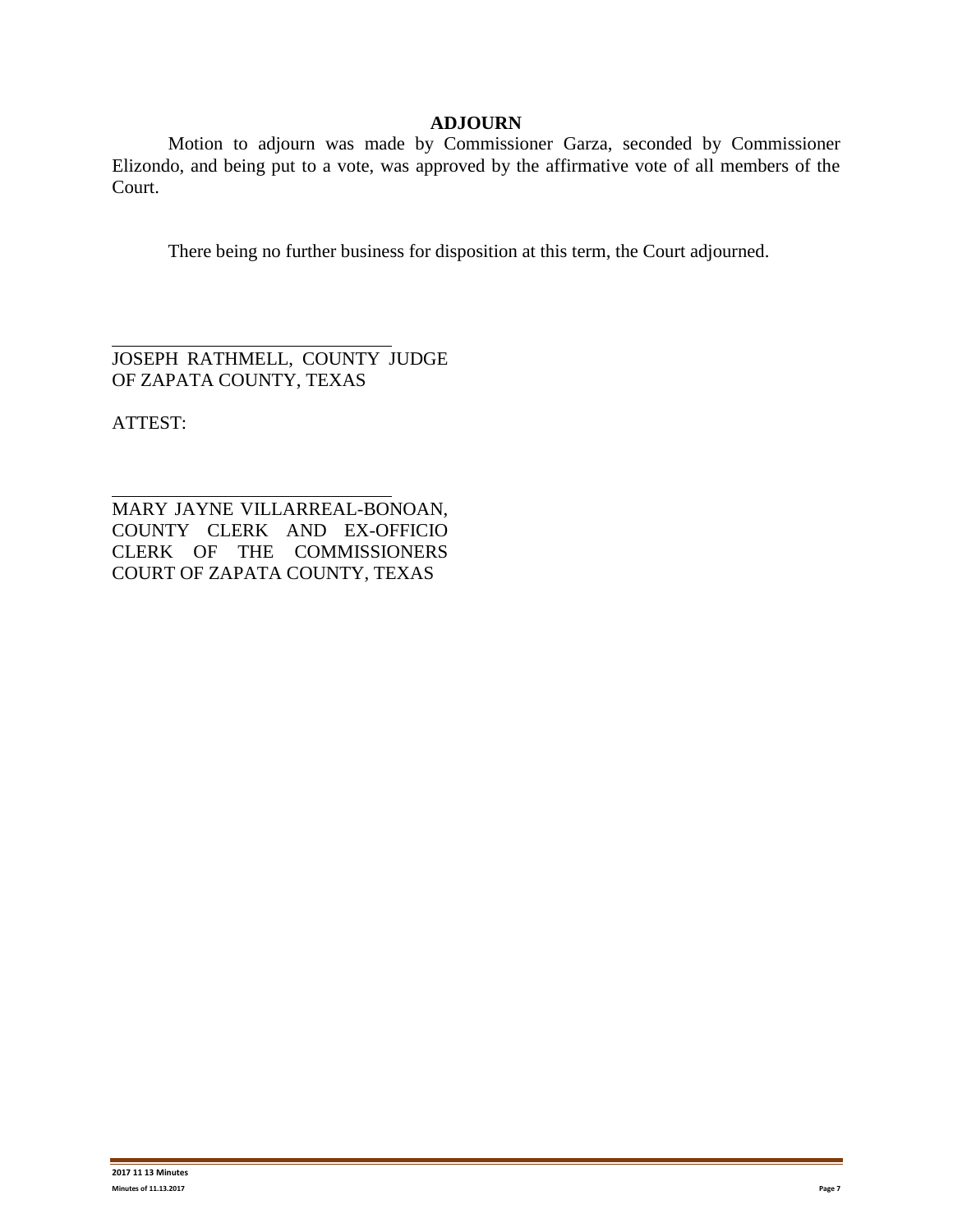**ADJOURN**

Motion to adjourn was made by Commissioner Garza, seconded by Commissioner Elizondo, and being put to a vote, was approved by the affirmative vote of all members of the Court.

There being no further business for disposition at this term, the Court adjourned.

\_\_\_\_\_\_\_\_\_\_\_\_\_\_\_\_\_\_\_\_\_\_\_\_\_\_\_\_\_\_

JOSEPH RATHMELL, COUNTY JUDGE OF ZAPATA COUNTY, TEXAS

ATTEST:

\_\_\_\_\_\_\_\_\_\_\_\_\_\_\_\_\_\_\_\_\_\_\_\_\_\_\_\_\_\_

MARY JAYNE VILLARREAL-BONOAN, COUNTY CLERK AND EX-OFFICIO CLERK OF THE COMMISSIONERS COURT OF ZAPATA COUNTY, TEXAS